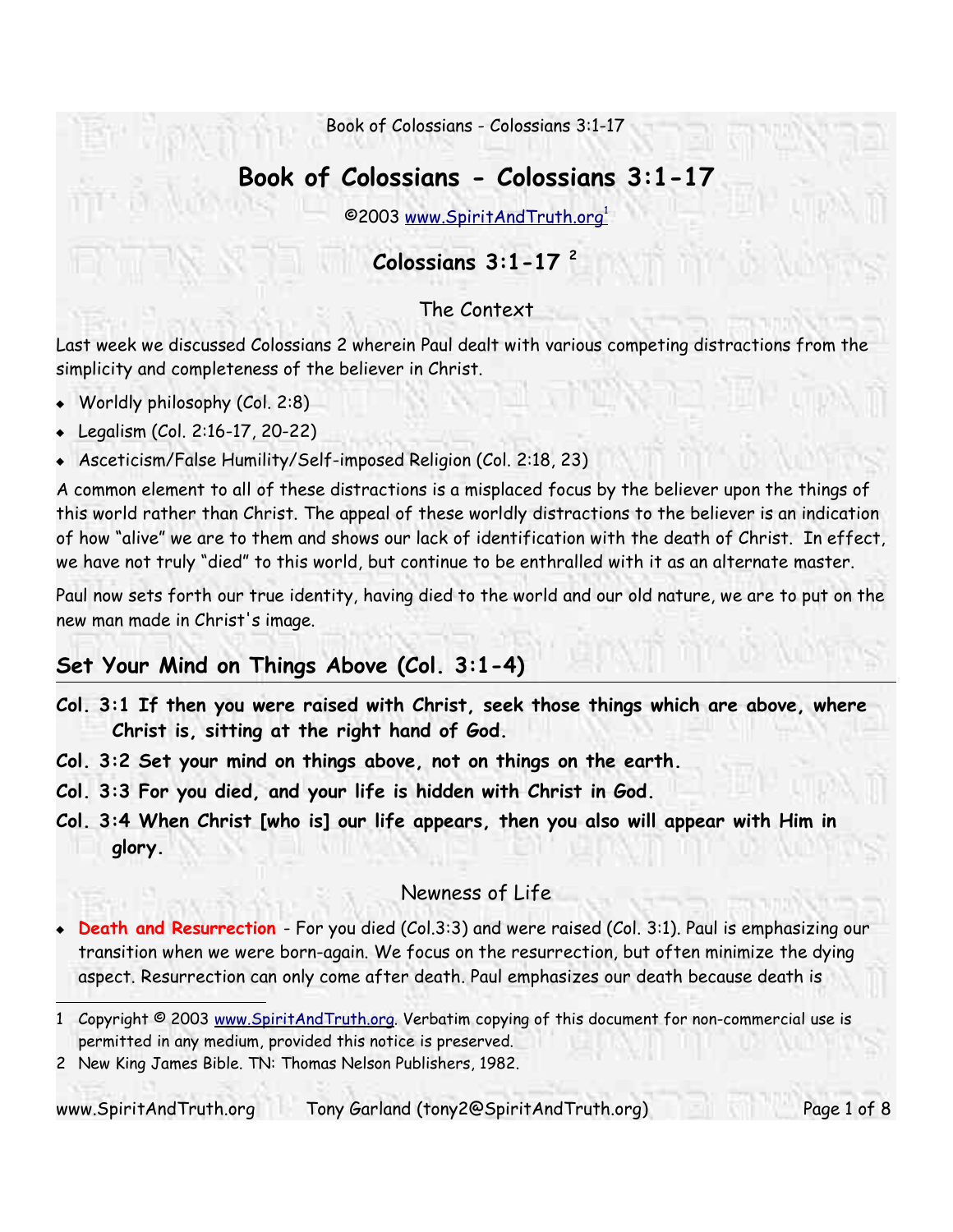# Book of Colossians - Colossians 3:1-17

©2003 www.SpiritAndTruth.org[1]

## Colossians 3:1-17 [2]

### The Context

Last week we discussed Colossians 2 wherein Paul dealt with various competing distractions from the simplicity and completeness of the believer in Christ.

- Worldly philosophy (Col. 2:8)
- Legalism (Col. 2:16-17, 20-22)
- Asceticism/False Humility/Self-imposed Religion (Col. 2:18, 23)

A common element to all of these distractions is a misplaced focus by the believer upon the things of this world rather than Christ. The appeal of these worldly distractions to the believer is an indication of how "alive" we are to them and shows our lack of identification with the death of Christ. In effect, we have not truly "died" to this world, but continue to be enthralled with it as an alternate master.

Paul now sets forth our true identity, having died to the world and our old nature, we are to put on the new man made in Christ's image.

## Set Your Mind on Things Above (Col. 3:1-4)

**Col. 3:1 If then you were raised with Christ, seek those things which are above, where Christ is, sitting at the right hand of God.**

**Col. 3:2 Set your mind on things above, not on things on the earth.**

**Col. 3:3 For you died, and your life is hidden with Christ in God.**

**Col. 3:4 When Christ [who is] our life appears, then you also will appear with Him in glory.**

### Newness of Life

- **Death and Resurrection** - For you died (Col.3:3) and were raised (Col. 3:1). Paul is emphasizing our transition when we were born-again. We focus on the resurrection, but often minimize the dying aspect. Resurrection can only come after death. Paul emphasizes our death because death is

---

1 Copyright © 2003 www.SpiritAndTruth.org. Verbatim copying of this document for non-commercial use is permitted in any medium, provided this notice is preserved.

2 New King James Bible. TN: Thomas Nelson Publishers, 1982.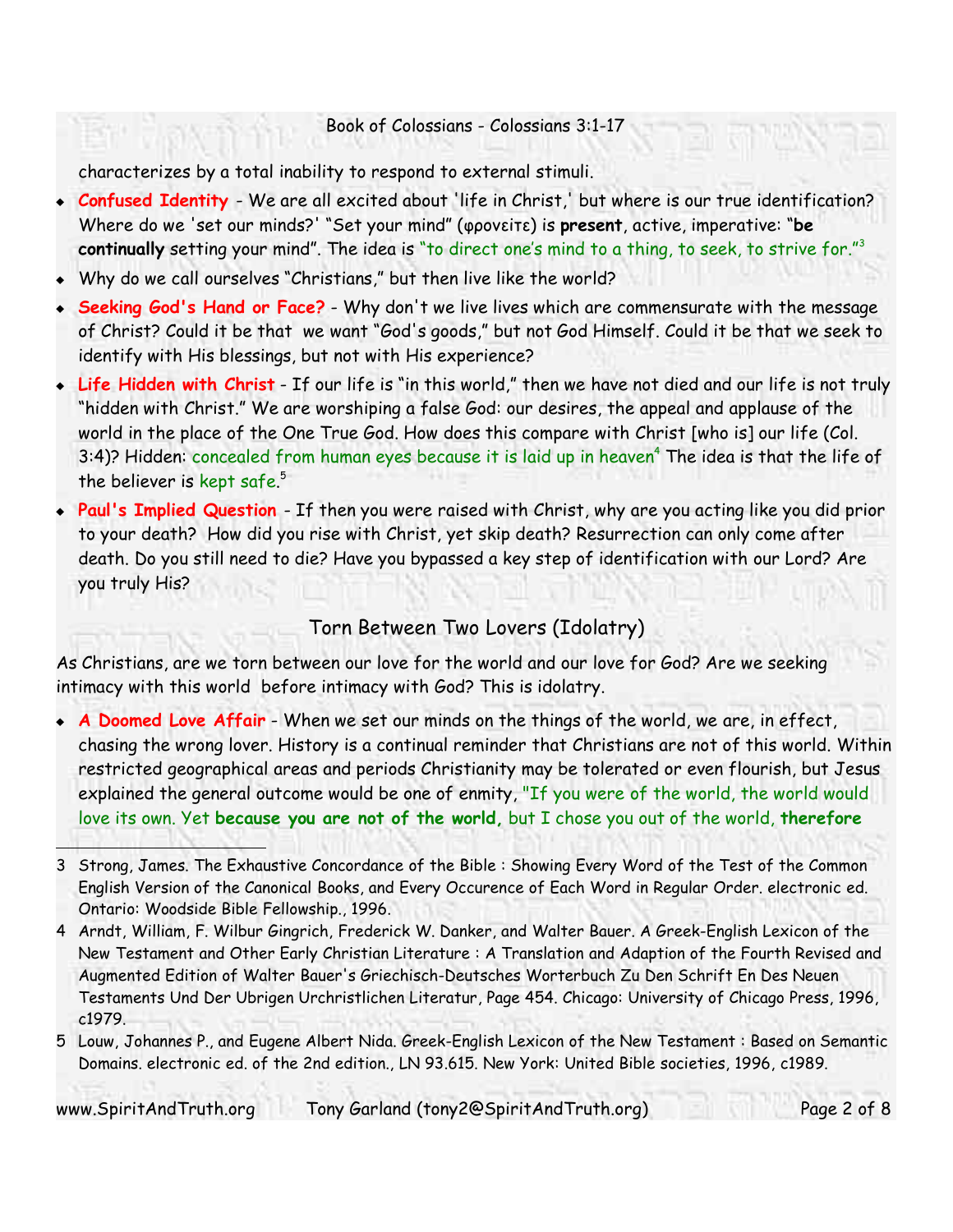characterizes by a total inability to respond to external stimuli.

- **Confused Identity** - We are all excited about 'life in Christ,' but where is our true identification? Where do we 'set our minds?' "Set your mind" (φρονεῖτε) is **present**, active, imperative: "**be continually** setting your mind". The idea is "to direct one's mind to a thing, to seek, to strive for."[3]
- Why do we call ourselves "Christians," but then live like the world?
- **Seeking God's Hand or Face?** - Why don't we live lives which are commensurate with the message of Christ? Could it be that we want "God's goods," but not God Himself. Could it be that we seek to identify with His blessings, but not with His experience?
- **Life Hidden with Christ** - If our life is "in this world," then we have not died and our life is not truly "hidden with Christ." We are worshiping a false God: our desires, the appeal and applause of the world in the place of the One True God. How does this compare with Christ [who is] our life (Col. 3:4)? Hidden: concealed from human eyes because it is laid up in heaven[4] The idea is that the life of the believer is kept safe.[5]
- **Paul's Implied Question** - If then you were raised with Christ, why are you acting like you did prior to your death? How did you rise with Christ, yet skip death? Resurrection can only come after death. Do you still need to die? Have you bypassed a key step of identification with our Lord? Are you truly His?

## Torn Between Two Lovers (Idolatry)

As Christians, are we torn between our love for the world and our love for God? Are we seeking intimacy with this world before intimacy with God? This is idolatry.

- **A Doomed Love Affair** - When we set our minds on the things of the world, we are, in effect, chasing the wrong lover. History is a continual reminder that Christians are not of this world. Within restricted geographical areas and periods Christianity may be tolerated or even flourish, but Jesus explained the general outcome would be one of enmity, "If you were of the world, the world would love its own. Yet **because you are not of the world,** but I chose you out of the world, **therefore**

---

3 Strong, James. The Exhaustive Concordance of the Bible : Showing Every Word of the Test of the Common English Version of the Canonical Books, and Every Occurence of Each Word in Regular Order. electronic ed. Ontario: Woodside Bible Fellowship., 1996.

4 Arndt, William, F. Wilbur Gingrich, Frederick W. Danker, and Walter Bauer. A Greek-English Lexicon of the New Testament and Other Early Christian Literature : A Translation and Adaption of the Fourth Revised and Augmented Edition of Walter Bauer's Griechisch-Deutsches Worterbuch Zu Den Schrift En Des Neuen Testaments Und Der Ubrigen Urchristlichen Literatur, Page 454. Chicago: University of Chicago Press, 1996, c1979.

5 Louw, Johannes P., and Eugene Albert Nida. Greek-English Lexicon of the New Testament : Based on Semantic Domains. electronic ed. of the 2nd edition., LN 93.615. New York: United Bible societies, 1996, c1989.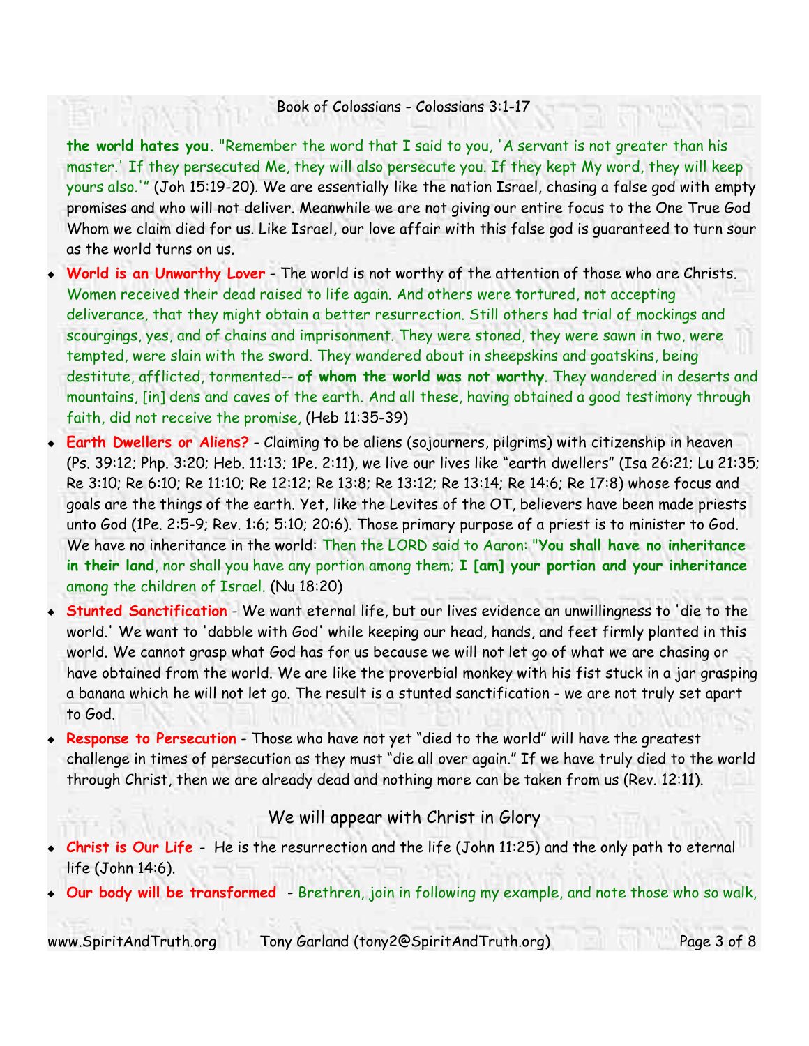**the world hates you.** "Remember the word that I said to you, 'A servant is not greater than his master.' If they persecuted Me, they will also persecute you. If they kept My word, they will keep yours also.'" (Joh 15:19-20). We are essentially like the nation Israel, chasing a false god with empty promises and who will not deliver. Meanwhile we are not giving our entire focus to the One True God Whom we claim died for us. Like Israel, our love affair with this false god is guaranteed to turn sour as the world turns on us.

- **World is an Unworthy Lover** - The world is not worthy of the attention of those who are Christs. Women received their dead raised to life again. And others were tortured, not accepting deliverance, that they might obtain a better resurrection. Still others had trial of mockings and scourgings, yes, and of chains and imprisonment. They were stoned, they were sawn in two, were tempted, were slain with the sword. They wandered about in sheepskins and goatskins, being destitute, afflicted, tormented-- **of whom the world was not worthy**. They wandered in deserts and mountains, [in] dens and caves of the earth. And all these, having obtained a good testimony through faith, did not receive the promise, (Heb 11:35-39)
- **Earth Dwellers or Aliens?** - Claiming to be aliens (sojourners, pilgrims) with citizenship in heaven (Ps. 39:12; Php. 3:20; Heb. 11:13; 1Pe. 2:11), we live our lives like "earth dwellers" (Isa 26:21; Lu 21:35; Re 3:10; Re 6:10; Re 11:10; Re 12:12; Re 13:8; Re 13:12; Re 13:14; Re 14:6; Re 17:8) whose focus and goals are the things of the earth. Yet, like the Levites of the OT, believers have been made priests unto God (1Pe. 2:5-9; Rev. 1:6; 5:10; 20:6). Those primary purpose of a priest is to minister to God. We have no inheritance in the world: Then the LORD said to Aaron: "**You shall have no inheritance in their land**, nor shall you have any portion among them; **I [am] your portion and your inheritance** among the children of Israel. (Nu 18:20)
- **Stunted Sanctification** - We want eternal life, but our lives evidence an unwillingness to 'die to the world.' We want to 'dabble with God' while keeping our head, hands, and feet firmly planted in this world. We cannot grasp what God has for us because we will not let go of what we are chasing or have obtained from the world. We are like the proverbial monkey with his fist stuck in a jar grasping a banana which he will not let go. The result is a stunted sanctification - we are not truly set apart to God.
- **Response to Persecution** - Those who have not yet "died to the world" will have the greatest challenge in times of persecution as they must "die all over again." If we have truly died to the world through Christ, then we are already dead and nothing more can be taken from us (Rev. 12:11).

## We will appear with Christ in Glory

- **Christ is Our Life** - He is the resurrection and the life (John 11:25) and the only path to eternal life (John 14:6).
- **Our body will be transformed** - Brethren, join in following my example, and note those who so walk,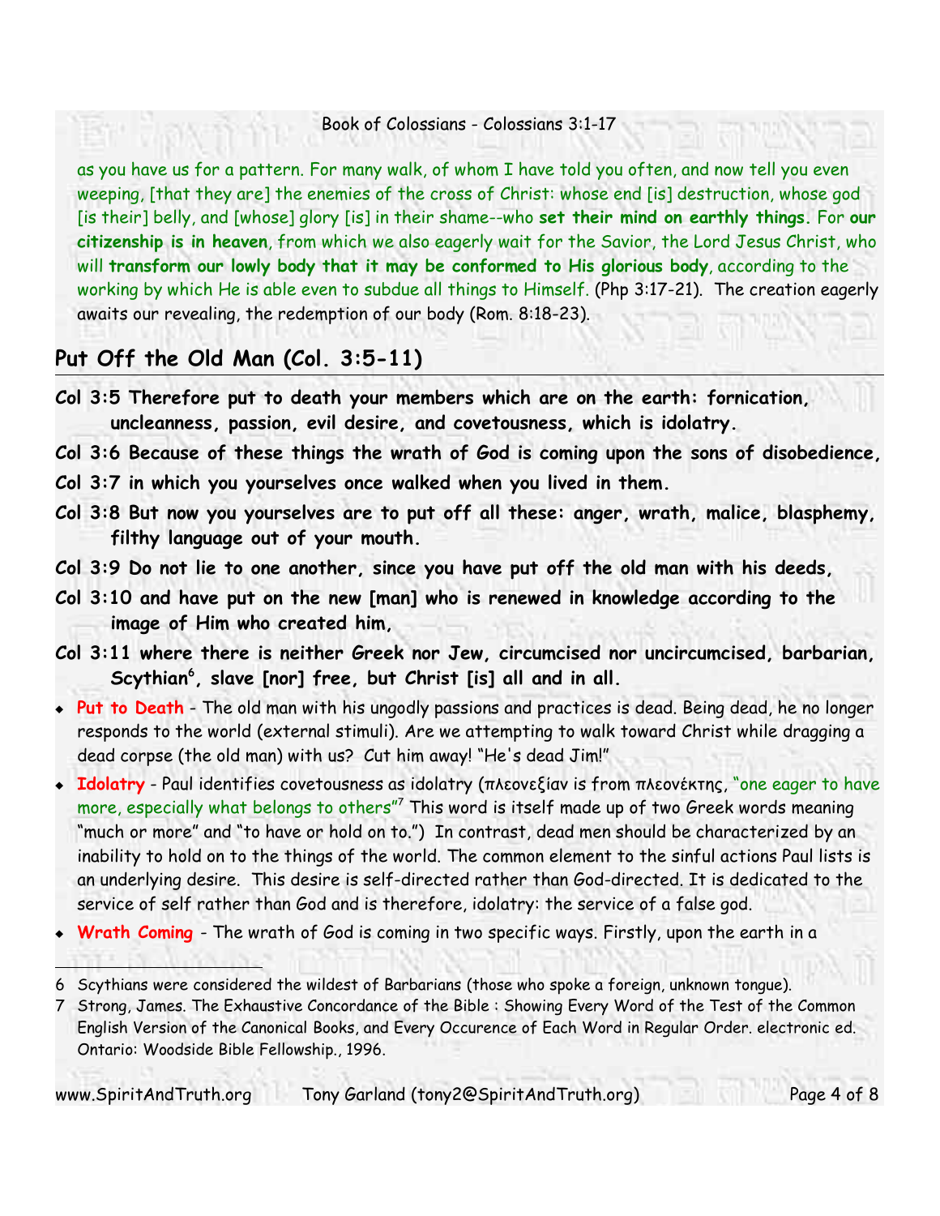as you have us for a pattern. For many walk, of whom I have told you often, and now tell you even weeping, [that they are] the enemies of the cross of Christ: whose end [is] destruction, whose god [is their] belly, and [whose] glory [is] in their shame--who **set their mind on earthly things.** For **our citizenship is in heaven**, from which we also eagerly wait for the Savior, the Lord Jesus Christ, who will **transform our lowly body that it may be conformed to His glorious body**, according to the working by which He is able even to subdue all things to Himself. (Php 3:17-21). The creation eagerly awaits our revealing, the redemption of our body (Rom. 8:18-23).

## Put Off the Old Man (Col. 3:5-11)

**Col 3:5 Therefore put to death your members which are on the earth: fornication, uncleanness, passion, evil desire, and covetousness, which is idolatry.**

**Col 3:6 Because of these things the wrath of God is coming upon the sons of disobedience,**

**Col 3:7 in which you yourselves once walked when you lived in them.**

**Col 3:8 But now you yourselves are to put off all these: anger, wrath, malice, blasphemy, filthy language out of your mouth.**

**Col 3:9 Do not lie to one another, since you have put off the old man with his deeds,**

**Col 3:10 and have put on the new [man] who is renewed in knowledge according to the image of Him who created him,**

**Col 3:11 where there is neither Greek nor Jew, circumcised nor uncircumcised, barbarian, Scythian[6], slave [nor] free, but Christ [is] all and in all.**

- **Put to Death** - The old man with his ungodly passions and practices is dead. Being dead, he no longer responds to the world (external stimuli). Are we attempting to walk toward Christ while dragging a dead corpse (the old man) with us? Cut him away! "He's dead Jim!"
- **Idolatry** - Paul identifies covetousness as idolatry (πλεονεξίαν is from πλεονέκτης, "one eager to have more, especially what belongs to others"[7] This word is itself made up of two Greek words meaning "much or more" and "to have or hold on to.") In contrast, dead men should be characterized by an inability to hold on to the things of the world. The common element to the sinful actions Paul lists is an underlying desire. This desire is self-directed rather than God-directed. It is dedicated to the service of self rather than God and is therefore, idolatry: the service of a false god.
- **Wrath Coming** - The wrath of God is coming in two specific ways. Firstly, upon the earth in a

---

6 Scythians were considered the wildest of Barbarians (those who spoke a foreign, unknown tongue).

7 Strong, James. The Exhaustive Concordance of the Bible : Showing Every Word of the Test of the Common English Version of the Canonical Books, and Every Occurence of Each Word in Regular Order. electronic ed. Ontario: Woodside Bible Fellowship., 1996.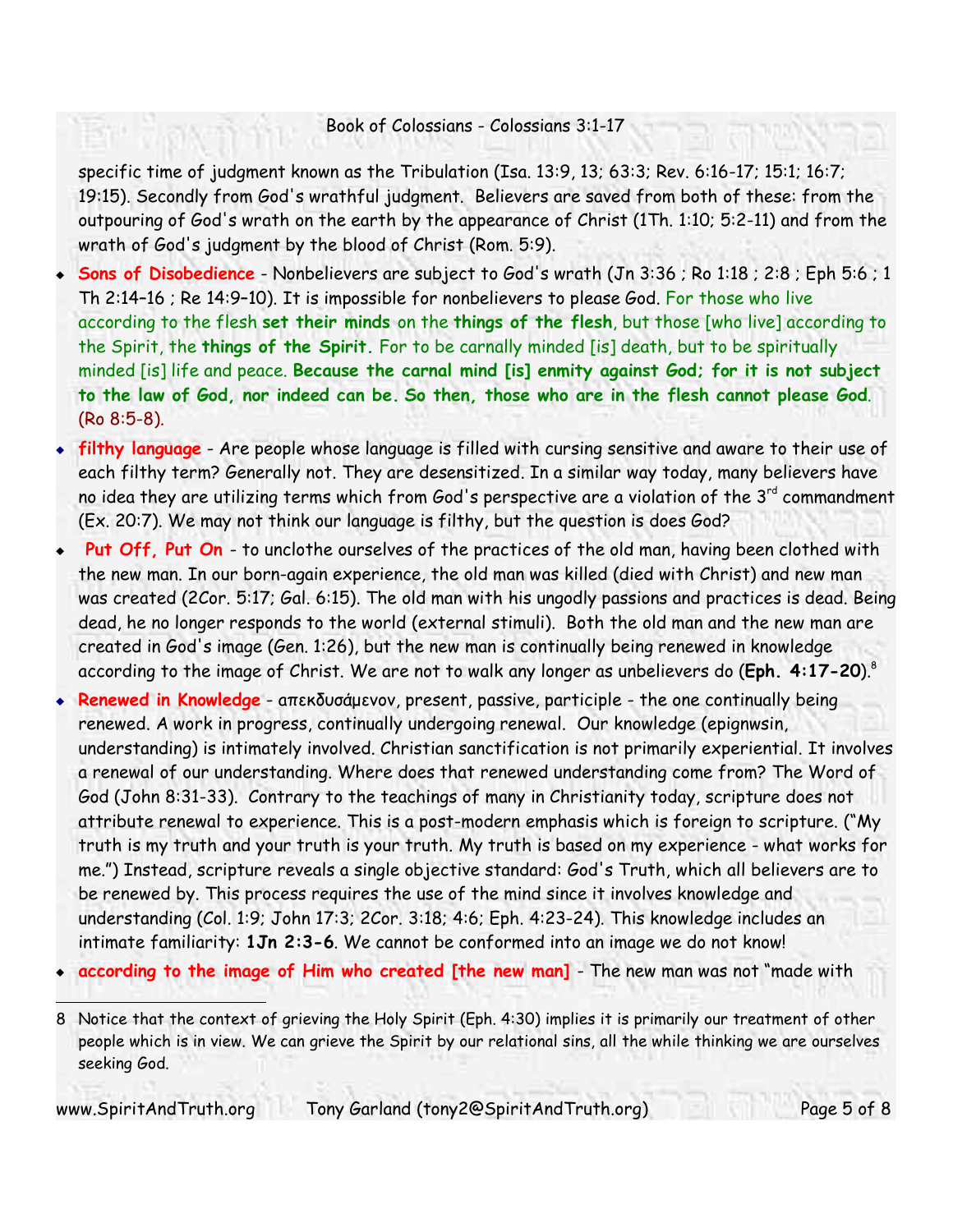specific time of judgment known as the Tribulation (Isa. 13:9, 13; 63:3; Rev. 6:16-17; 15:1; 16:7; 19:15). Secondly from God's wrathful judgment. Believers are saved from both of these: from the outpouring of God's wrath on the earth by the appearance of Christ (1Th. 1:10; 5:2-11) and from the wrath of God's judgment by the blood of Christ (Rom. 5:9).

- **Sons of Disobedience** - Nonbelievers are subject to God's wrath (Jn 3:36 ; Ro 1:18 ; 2:8 ; Eph 5:6 ; 1 Th 2:14–16 ; Re 14:9–10). It is impossible for nonbelievers to please God. For those who live according to the flesh **set their minds** on the **things of the flesh**, but those [who live] according to the Spirit, the **things of the Spirit.** For to be carnally minded [is] death, but to be spiritually minded [is] life and peace. **Because the carnal mind [is] enmity against God; for it is not subject to the law of God, nor indeed can be. So then, those who are in the flesh cannot please God**. (Ro 8:5-8).
- **filthy language** - Are people whose language is filled with cursing sensitive and aware to their use of each filthy term? Generally not. They are desensitized. In a similar way today, many believers have no idea they are utilizing terms which from God's perspective are a violation of the 3rd commandment (Ex. 20:7). We may not think our language is filthy, but the question is does God?
- **Put Off, Put On** - to unclothe ourselves of the practices of the old man, having been clothed with the new man. In our born-again experience, the old man was killed (died with Christ) and new man was created (2Cor. 5:17; Gal. 6:15). The old man with his ungodly passions and practices is dead. Being dead, he no longer responds to the world (external stimuli). Both the old man and the new man are created in God's image (Gen. 1:26), but the new man is continually being renewed in knowledge according to the image of Christ. We are not to walk any longer as unbelievers do (**Eph. 4:17-20**).[8]
- **Renewed in Knowledge** - απεκδυσάμενον, present, passive, participle - the one continually being renewed. A work in progress, continually undergoing renewal. Our knowledge (epignwsin, understanding) is intimately involved. Christian sanctification is not primarily experiential. It involves a renewal of our understanding. Where does that renewed understanding come from? The Word of God (John 8:31-33). Contrary to the teachings of many in Christianity today, scripture does not attribute renewal to experience. This is a post-modern emphasis which is foreign to scripture. ("My truth is my truth and your truth is your truth. My truth is based on my experience - what works for me.") Instead, scripture reveals a single objective standard: God's Truth, which all believers are to be renewed by. This process requires the use of the mind since it involves knowledge and understanding (Col. 1:9; John 17:3; 2Cor. 3:18; 4:6; Eph. 4:23-24). This knowledge includes an intimate familiarity: **1Jn 2:3-6**. We cannot be conformed into an image we do not know!
- **according to the image of Him who created [the new man]** - The new man was not "made with

---

8 Notice that the context of grieving the Holy Spirit (Eph. 4:30) implies it is primarily our treatment of other people which is in view. We can grieve the Spirit by our relational sins, all the while thinking we are ourselves seeking God.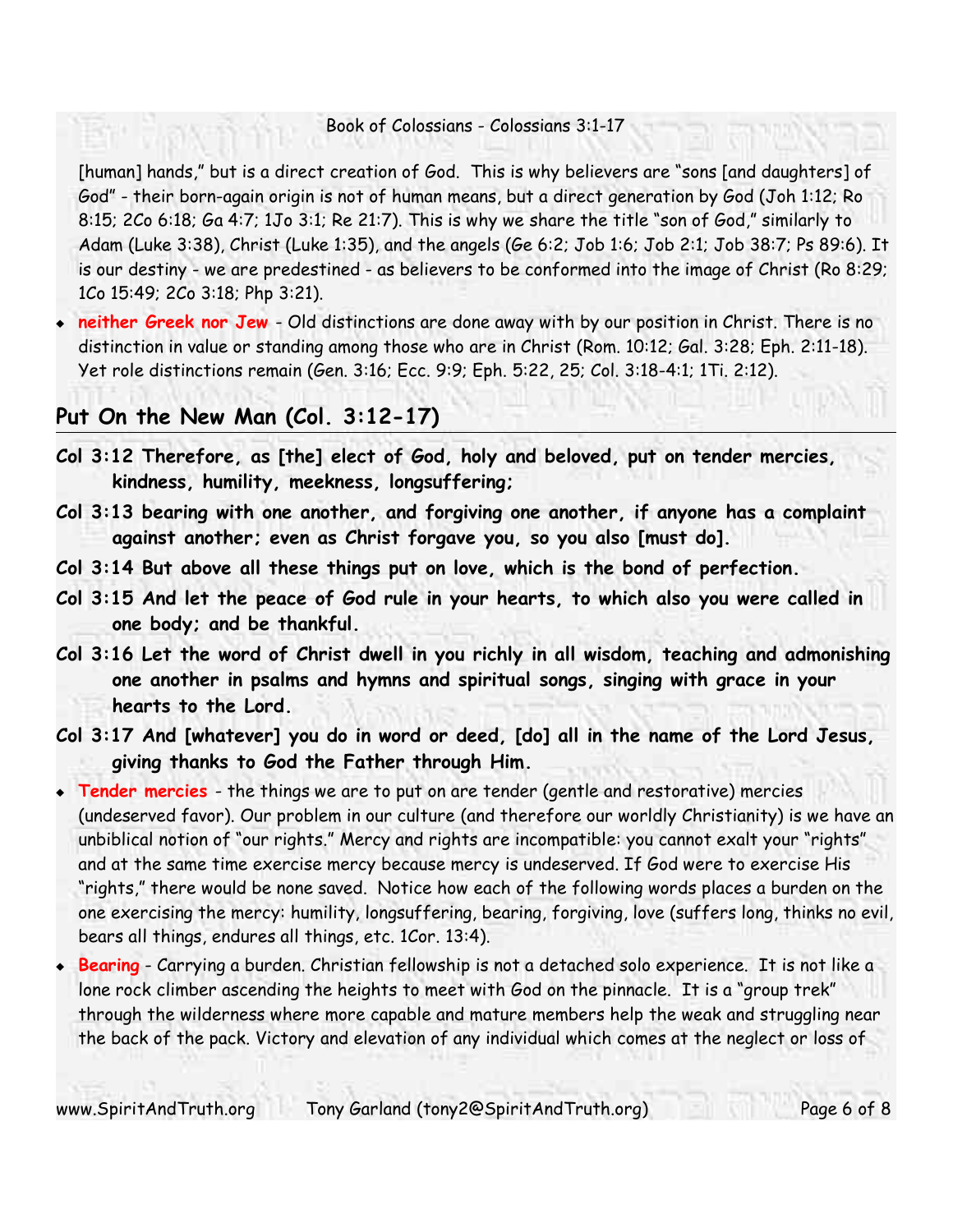[human] hands," but is a direct creation of God. This is why believers are "sons [and daughters] of God" - their born-again origin is not of human means, but a direct generation by God (Joh 1:12; Ro 8:15; 2Co 6:18; Ga 4:7; 1Jo 3:1; Re 21:7). This is why we share the title "son of God," similarly to Adam (Luke 3:38), Christ (Luke 1:35), and the angels (Ge 6:2; Job 1:6; Job 2:1; Job 38:7; Ps 89:6). It is our destiny - we are predestined - as believers to be conformed into the image of Christ (Ro 8:29; 1Co 15:49; 2Co 3:18; Php 3:21).

- **neither Greek nor Jew** - Old distinctions are done away with by our position in Christ. There is no distinction in value or standing among those who are in Christ (Rom. 10:12; Gal. 3:28; Eph. 2:11-18). Yet role distinctions remain (Gen. 3:16; Ecc. 9:9; Eph. 5:22, 25; Col. 3:18-4:1; 1Ti. 2:12).

## Put On the New Man (Col. 3:12-17)

**Col 3:12 Therefore, as [the] elect of God, holy and beloved, put on tender mercies, kindness, humility, meekness, longsuffering;**

**Col 3:13 bearing with one another, and forgiving one another, if anyone has a complaint against another; even as Christ forgave you, so you also [must do].**

**Col 3:14 But above all these things put on love, which is the bond of perfection.**

**Col 3:15 And let the peace of God rule in your hearts, to which also you were called in one body; and be thankful.**

**Col 3:16 Let the word of Christ dwell in you richly in all wisdom, teaching and admonishing one another in psalms and hymns and spiritual songs, singing with grace in your hearts to the Lord.**

**Col 3:17 And [whatever] you do in word or deed, [do] all in the name of the Lord Jesus, giving thanks to God the Father through Him.**

- **Tender mercies** - the things we are to put on are tender (gentle and restorative) mercies (undeserved favor). Our problem in our culture (and therefore our worldly Christianity) is we have an unbiblical notion of "our rights." Mercy and rights are incompatible: you cannot exalt your "rights" and at the same time exercise mercy because mercy is undeserved. If God were to exercise His "rights," there would be none saved. Notice how each of the following words places a burden on the one exercising the mercy: humility, longsuffering, bearing, forgiving, love (suffers long, thinks no evil, bears all things, endures all things, etc. 1Cor. 13:4).
- **Bearing** - Carrying a burden. Christian fellowship is not a detached solo experience. It is not like a lone rock climber ascending the heights to meet with God on the pinnacle. It is a "group trek" through the wilderness where more capable and mature members help the weak and struggling near the back of the pack. Victory and elevation of any individual which comes at the neglect or loss of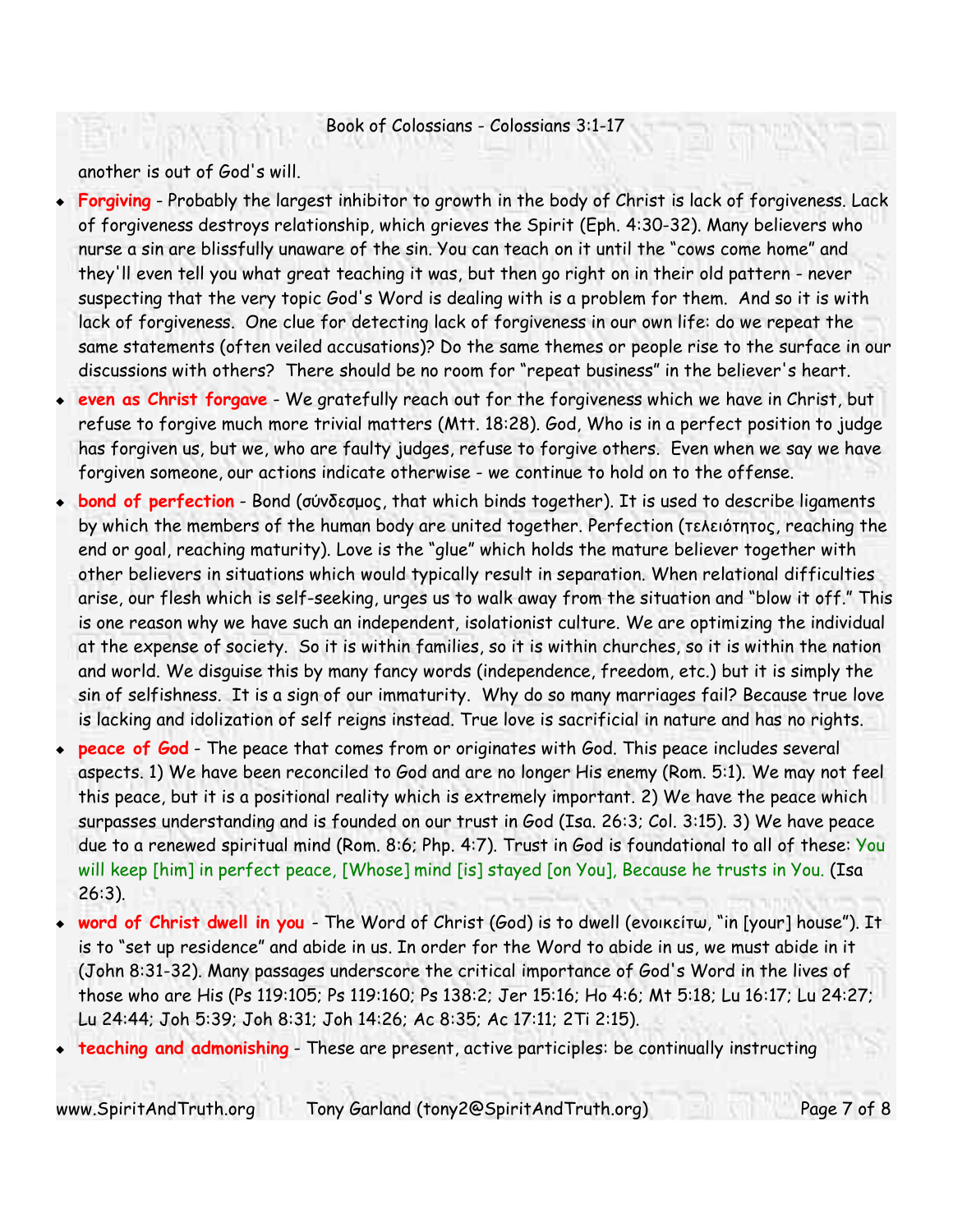another is out of God's will.

- **Forgiving** - Probably the largest inhibitor to growth in the body of Christ is lack of forgiveness. Lack of forgiveness destroys relationship, which grieves the Spirit (Eph. 4:30-32). Many believers who nurse a sin are blissfully unaware of the sin. You can teach on it until the "cows come home" and they'll even tell you what great teaching it was, but then go right on in their old pattern - never suspecting that the very topic God's Word is dealing with is a problem for them. And so it is with lack of forgiveness. One clue for detecting lack of forgiveness in our own life: do we repeat the same statements (often veiled accusations)? Do the same themes or people rise to the surface in our discussions with others? There should be no room for "repeat business" in the believer's heart.
- **even as Christ forgave** - We gratefully reach out for the forgiveness which we have in Christ, but refuse to forgive much more trivial matters (Mtt. 18:28). God, Who is in a perfect position to judge has forgiven us, but we, who are faulty judges, refuse to forgive others. Even when we say we have forgiven someone, our actions indicate otherwise - we continue to hold on to the offense.
- **bond of perfection** - Bond (σύνδεσμος, that which binds together). It is used to describe ligaments by which the members of the human body are united together. Perfection (τελειότητος, reaching the end or goal, reaching maturity). Love is the "glue" which holds the mature believer together with other believers in situations which would typically result in separation. When relational difficulties arise, our flesh which is self-seeking, urges us to walk away from the situation and "blow it off." This is one reason why we have such an independent, isolationist culture. We are optimizing the individual at the expense of society. So it is within families, so it is within churches, so it is within the nation and world. We disguise this by many fancy words (independence, freedom, etc.) but it is simply the sin of selfishness. It is a sign of our immaturity. Why do so many marriages fail? Because true love is lacking and idolization of self reigns instead. True love is sacrificial in nature and has no rights.
- **peace of God** - The peace that comes from or originates with God. This peace includes several aspects. 1) We have been reconciled to God and are no longer His enemy (Rom. 5:1). We may not feel this peace, but it is a positional reality which is extremely important. 2) We have the peace which surpasses understanding and is founded on our trust in God (Isa. 26:3; Col. 3:15). 3) We have peace due to a renewed spiritual mind (Rom. 8:6; Php. 4:7). Trust in God is foundational to all of these: You will keep [him] in perfect peace, [Whose] mind [is] stayed [on You], Because he trusts in You. (Isa 26:3).
- **word of Christ dwell in you** - The Word of Christ (God) is to dwell (ενοικείτω, "in [your] house"). It is to "set up residence" and abide in us. In order for the Word to abide in us, we must abide in it (John 8:31-32). Many passages underscore the critical importance of God's Word in the lives of those who are His (Ps 119:105; Ps 119:160; Ps 138:2; Jer 15:16; Ho 4:6; Mt 5:18; Lu 16:17; Lu 24:27; Lu 24:44; Joh 5:39; Joh 8:31; Joh 14:26; Ac 8:35; Ac 17:11; 2Ti 2:15).
- **teaching and admonishing** - These are present, active participles: be continually instructing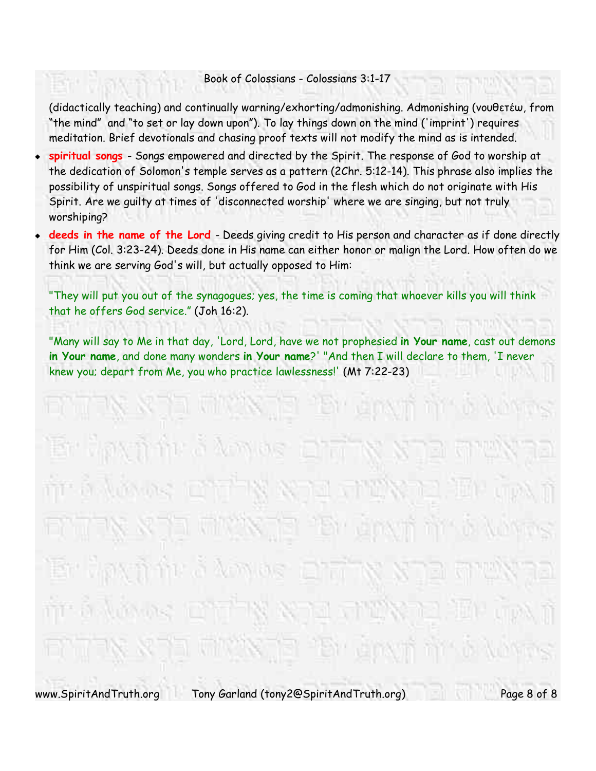(didactically teaching) and continually warning/exhorting/admonishing. Admonishing (νουθετέω, from "the mind" and "to set or lay down upon"). To lay things down on the mind ('imprint') requires meditation. Brief devotionals and chasing proof texts will not modify the mind as is intended.

- **spiritual songs** - Songs empowered and directed by the Spirit. The response of God to worship at the dedication of Solomon's temple serves as a pattern (2Chr. 5:12-14). This phrase also implies the possibility of unspiritual songs. Songs offered to God in the flesh which do not originate with His Spirit. Are we guilty at times of 'disconnected worship' where we are singing, but not truly worshiping?
- **deeds in the name of the Lord** - Deeds giving credit to His person and character as if done directly for Him (Col. 3:23-24). Deeds done in His name can either honor or malign the Lord. How often do we think we are serving God's will, but actually opposed to Him:

"They will put you out of the synagogues; yes, the time is coming that whoever kills you will think that he offers God service." (Joh 16:2).

"Many will say to Me in that day, 'Lord, Lord, have we not prophesied **in Your name**, cast out demons **in Your name**, and done many wonders **in Your name**?' "And then I will declare to them, 'I never knew you; depart from Me, you who practice lawlessness!' (Mt 7:22-23)